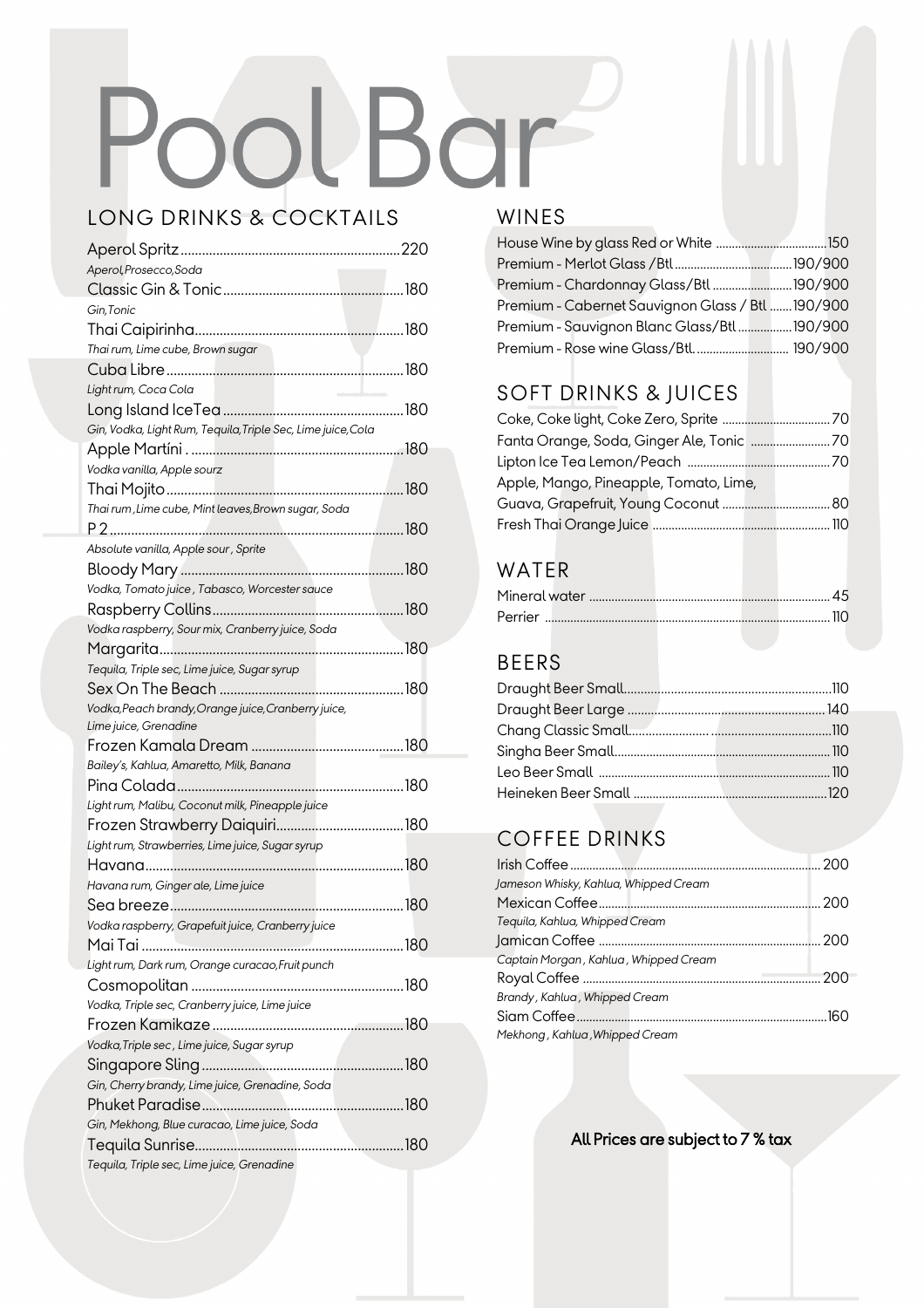# Pool Bar

## LONG DRINKS & COCKTAILS

Aperol Spritz ..... 220
*Aperol,Prosecco,Soda*

Classic Gin & Tonic ..... 180
*Gin,Tonic*

Thai Caipirinha ..... 180
*Thai rum, Lime cube, Brown sugar*

Cuba Libre ..... 180
*Light rum, Coca Cola*

Long Island IceTea ..... 180
*Gin, Vodka, Light Rum, Tequila,Triple Sec, Lime juice,Cola*

Apple Martíni . ..... 180
*Vodka vanilla, Apple sourz*

Thai Mojito ..... 180
*Thai rum ,Lime cube, Mint leaves,Brown sugar, Soda*

P 2 ..... 180
*Absolute vanilla, Apple sour , Sprite*

Bloody Mary ..... 180
*Vodka, Tomato juice , Tabasco, Worcester sauce*

Raspberry Collins ..... 180
*Vodka raspberry, Sour mix, Cranberry juice, Soda*

Margarita ..... 180
*Tequila, Triple sec, Lime juice, Sugar syrup*

Sex On The Beach ..... 180
*Vodka,Peach brandy,Orange juice,Cranberry juice, Lime juice, Grenadine*

Frozen Kamala Dream ..... 180
*Bailey's, Kahlua, Amaretto, Milk, Banana*

Pina Colada ..... 180
*Light rum, Malibu, Coconut milk, Pineapple juice*

Frozen Strawberry Daiquiri ..... 180
*Light rum, Strawberries, Lime juice, Sugar syrup*

Havana ..... 180
*Havana rum, Ginger ale, Lime juice*

Sea breeze ..... 180
*Vodka raspberry, Grapefuit juice, Cranberry juice*

Mai Tai ..... 180
*Light rum, Dark rum, Orange curacao,Fruit punch*

Cosmopolitan ..... 180
*Vodka, Triple sec, Cranberry juice, Lime juice*

Frozen Kamikaze ..... 180
*Vodka,Triple sec , Lime juice, Sugar syrup*

Singapore Sling ..... 180
*Gin, Cherry brandy, Lime juice, Grenadine, Soda*

Phuket Paradise ..... 180
*Gin, Mekhong, Blue curacao, Lime juice, Soda*

Tequila Sunrise ..... 180
*Tequila, Triple sec, Lime juice, Grenadine*

## WINES

House Wine by glass Red or White ..... 150
Premium - Merlot Glass /Btl ..... 190/900
Premium - Chardonnay Glass/Btl ..... 190/900
Premium - Cabernet Sauvignon Glass / Btl ..... 190/900
Premium - Sauvignon Blanc Glass/Btl ..... 190/900
Premium - Rose wine Glass/Btl. ..... 190/900

## SOFT DRINKS & JUICES

Coke, Coke light, Coke Zero, Sprite ..... 70
Fanta Orange, Soda, Ginger Ale, Tonic ..... 70
Lipton Ice Tea Lemon/Peach ..... 70
Apple, Mango, Pineapple, Tomato, Lime, Guava, Grapefruit, Young Coconut ..... 80
Fresh Thai Orange Juice ..... 110

## WATER

Mineral water ..... 45
Perrier ..... 110

## BEERS

Draught Beer Small ..... 110
Draught Beer Large ..... 140
Chang Classic Small ..... 110
Singha Beer Small ..... 110
Leo Beer Small ..... 110
Heineken Beer Small ..... 120

## COFFEE DRINKS

Irish Coffee ..... 200
*Jameson Whisky, Kahlua, Whipped Cream*

Mexican Coffee ..... 200
*Tequila, Kahlua, Whipped Cream*

Jamican Coffee ..... 200
*Captain Morgan , Kahlua , Whipped Cream*

Royal Coffee ..... 200
*Brandy , Kahlua , Whipped Cream*

Siam Coffee ..... 160
*Mekhong , Kahlua ,Whipped Cream*

**All Prices are subject to 7 % tax**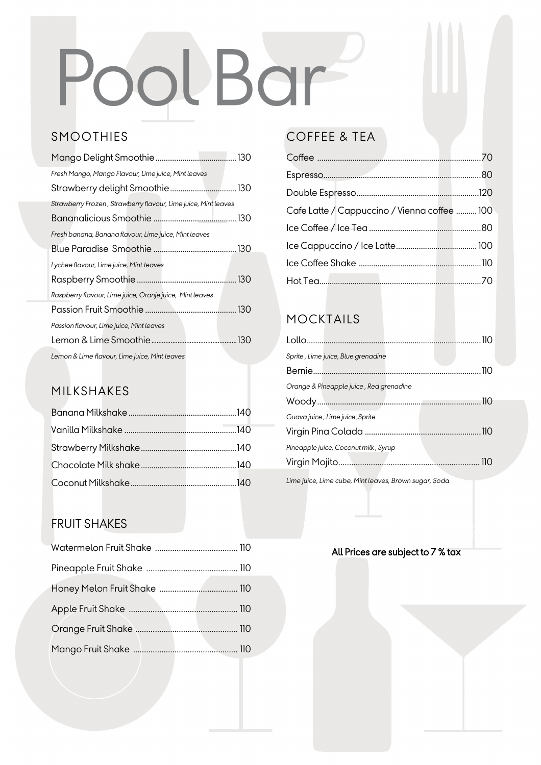# Pool Bar

## SMOOTHIES

Mango Delight Smoothie ........ 130
*Fresh Mango, Mango Flavour, Lime juice, Mint leaves*

Strawberry delight Smoothie ........ 130
*Strawberry Frozen , Strawberry flavour, Lime juice, Mint leaves*

Bananalicious Smoothie ........ 130
*Fresh banana, Banana flavour, Lime juice, Mint leaves*

Blue Paradise Smoothie ........ 130
*Lychee flavour, Lime juice, Mint leaves*

Raspberry Smoothie ........ 130
*Raspberry flavour, Lime juice, Oranje juice, Mint leaves*

Passion Fruit Smoothie ........ 130
*Passion flavour, Lime juice, Mint leaves*

Lemon & Lime Smoothie ........ 130
*Lemon & Lime flavour, Lime juice, Mint leaves*

## MILKSHAKES

Banana Milkshake ........ 140

Vanilla Milkshake ........ 140

Strawberry Milkshake ........ 140

Chocolate Milk shake ........ 140

Coconut Milkshake ........ 140

## FRUIT SHAKES

Watermelon Fruit Shake ........ 110

Pineapple Fruit Shake ........ 110

Honey Melon Fruit Shake ........ 110

Apple Fruit Shake ........ 110

Orange Fruit Shake ........ 110

Mango Fruit Shake ........ 110

## COFFEE & TEA

Coffee ........ 70

Espresso ........ 80

Double Espresso ........ 120

Cafe Latte / Cappuccino / Vienna coffee ........ 100

Ice Coffee / Ice Tea ........ 80

Ice Cappuccino / Ice Latte ........ 100

Ice Coffee Shake ........ 110

Hot Tea ........ 70

## MOCKTAILS

Lollo ........ 110
*Sprite , Lime juice, Blue grenadine*

Bernie ........ 110
*Orange & Pineapple juice , Red grenadine*

Woody ........ 110
*Guava juice , Lime juice ,Sprite*

Virgin Pina Colada ........ 110
*Pineapple juice, Coconut milk , Syrup*

Virgin Mojito ........ 110
*Lime juice, Lime cube, Mint leaves, Brown sugar, Soda*

All Prices are subject to 7 % tax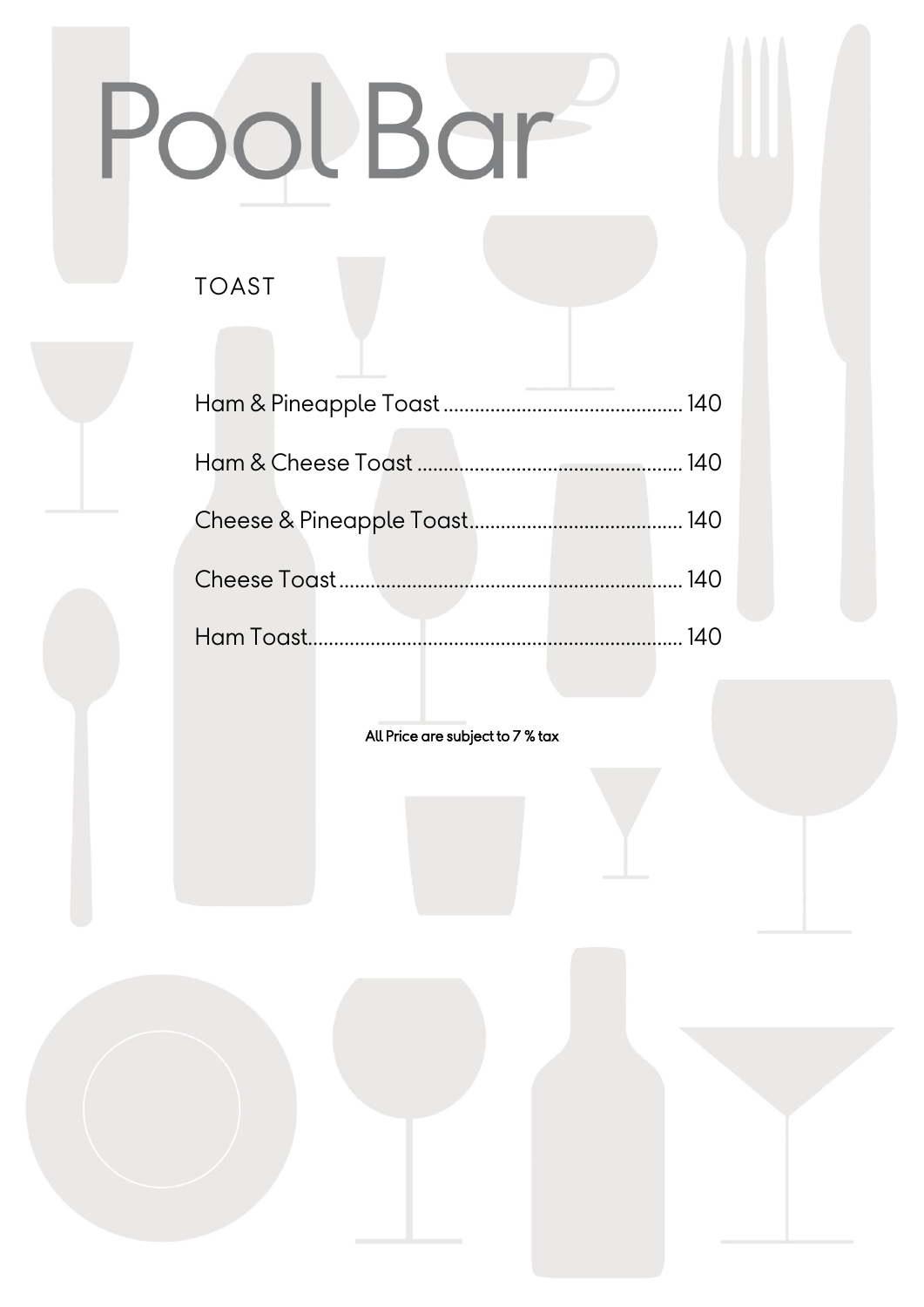# Pool Bar

## TOAST

Ham & Pineapple Toast ............................................ 140

Ham & Cheese Toast ................................................. 140

Cheese & Pineapple Toast ........................................ 140

Cheese Toast ............................................................... 140

Ham Toast ..................................................................... 140

All Price are subject to 7 % tax